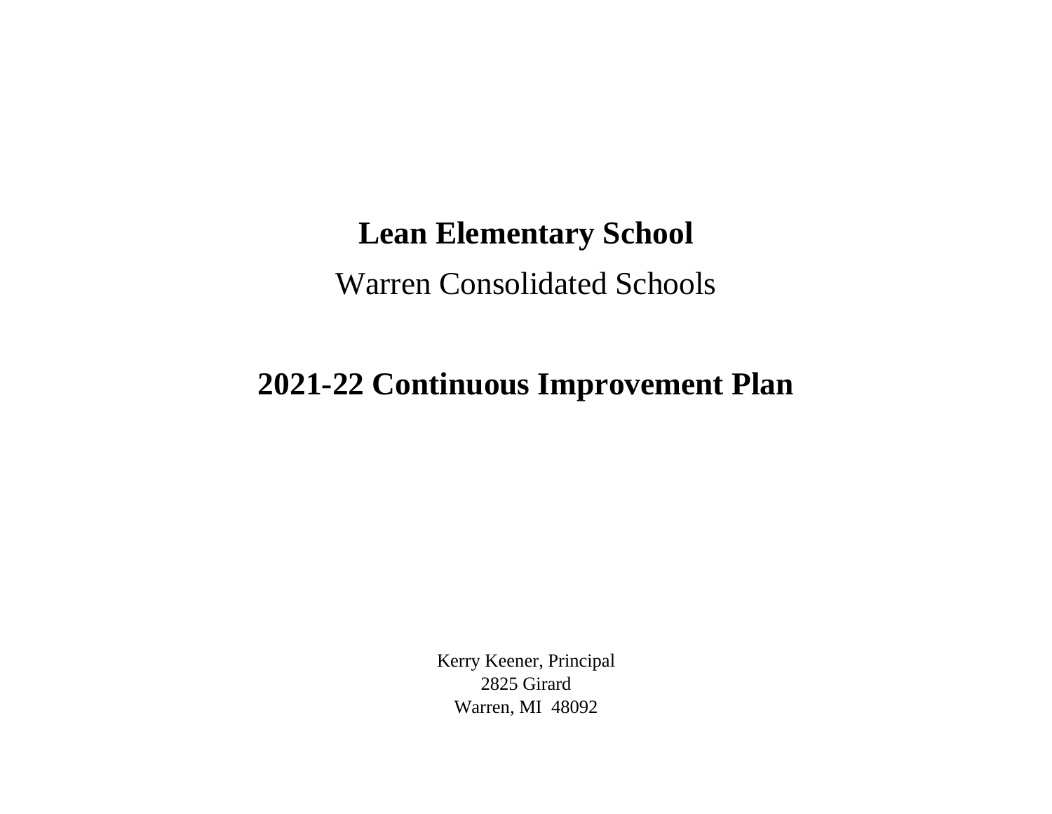# Lean Elementary School

Warren Consolidated Schools

# 2021-22 Continuous Improvement Plan

Kerry Keener, Principal
2825 Girard
Warren, MI 48092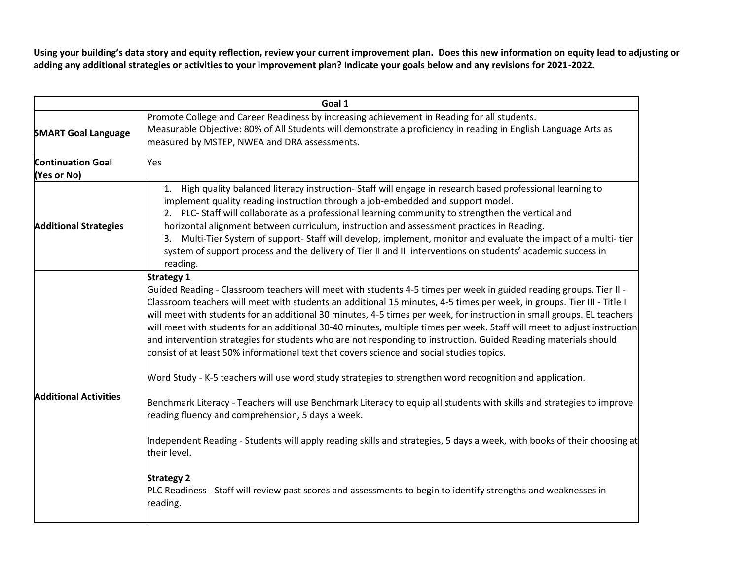**Using your building's data story and equity reflection, review your current improvement plan. Does this new information on equity lead to adjusting or adding any additional strategies or activities to your improvement plan? Indicate your goals below and any revisions for 2021-2022.**

| Goal 1 | |
|---|---|
| **SMART Goal Language** | Promote College and Career Readiness by increasing achievement in Reading for all students.<br>Measurable Objective: 80% of All Students will demonstrate a proficiency in reading in English Language Arts as measured by MSTEP, NWEA and DRA assessments. |
| **Continuation Goal (Yes or No)** | Yes |
| **Additional Strategies** | 1. High quality balanced literacy instruction- Staff will engage in research based professional learning to implement quality reading instruction through a job-embedded and support model.<br>2. PLC- Staff will collaborate as a professional learning community to strengthen the vertical and horizontal alignment between curriculum, instruction and assessment practices in Reading.<br>3. Multi-Tier System of support- Staff will develop, implement, monitor and evaluate the impact of a multi- tier system of support process and the delivery of Tier II and III interventions on students' academic success in reading. |
| **Additional Activities** | **Strategy 1**<br>Guided Reading - Classroom teachers will meet with students 4-5 times per week in guided reading groups. Tier II - Classroom teachers will meet with students an additional 15 minutes, 4-5 times per week, in groups. Tier III - Title I will meet with students for an additional 30 minutes, 4-5 times per week, for instruction in small groups. EL teachers will meet with students for an additional 30-40 minutes, multiple times per week. Staff will meet to adjust instruction and intervention strategies for students who are not responding to instruction. Guided Reading materials should consist of at least 50% informational text that covers science and social studies topics.<br><br>Word Study - K-5 teachers will use word study strategies to strengthen word recognition and application.<br><br>Benchmark Literacy - Teachers will use Benchmark Literacy to equip all students with skills and strategies to improve reading fluency and comprehension, 5 days a week.<br><br>Independent Reading - Students will apply reading skills and strategies, 5 days a week, with books of their choosing at their level.<br><br>**Strategy 2**<br>PLC Readiness - Staff will review past scores and assessments to begin to identify strengths and weaknesses in reading. |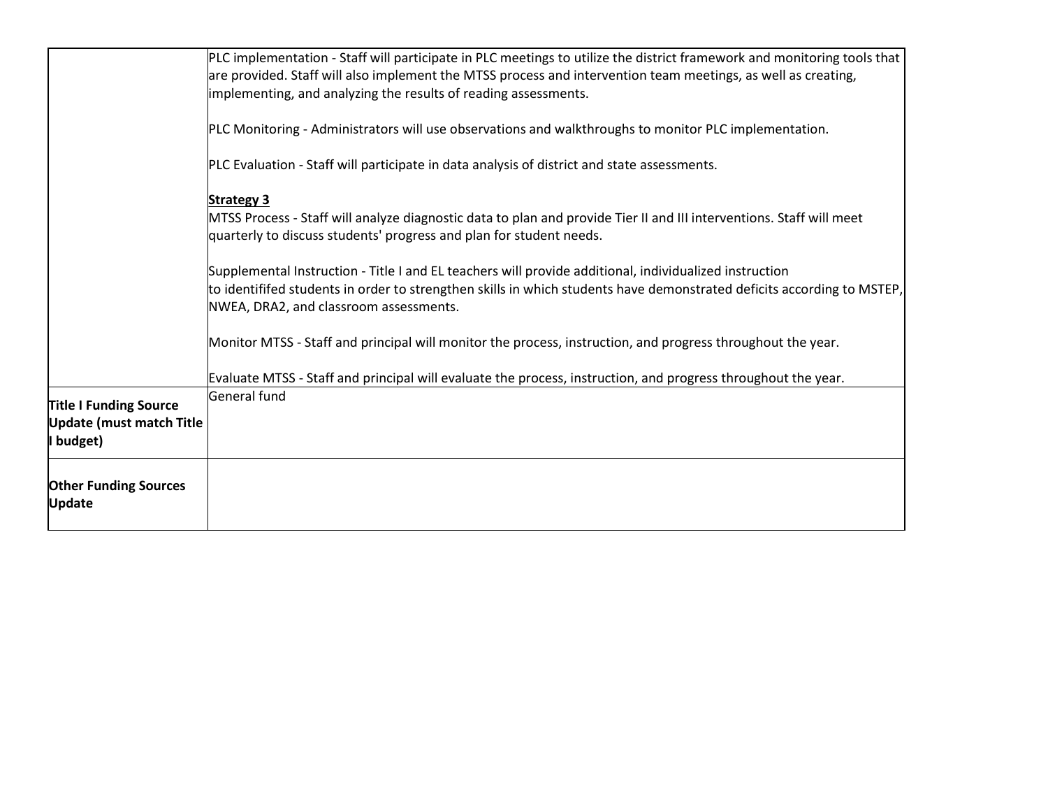| | |
|---|---|
| | PLC implementation - Staff will participate in PLC meetings to utilize the district framework and monitoring tools that are provided. Staff will also implement the MTSS process and intervention team meetings, as well as creating, implementing, and analyzing the results of reading assessments.<br><br>PLC Monitoring - Administrators will use observations and walkthroughs to monitor PLC implementation.<br><br>PLC Evaluation - Staff will participate in data analysis of district and state assessments.<br><br>**<u>Strategy 3</u>**<br>MTSS Process - Staff will analyze diagnostic data to plan and provide Tier II and III interventions. Staff will meet quarterly to discuss students' progress and plan for student needs.<br><br>Supplemental Instruction - Title I and EL teachers will provide additional, individualized instruction to identififed students in order to strengthen skills in which students have demonstrated deficits according to MSTEP, NWEA, DRA2, and classroom assessments.<br><br>Monitor MTSS - Staff and principal will monitor the process, instruction, and progress throughout the year.<br><br>Evaluate MTSS - Staff and principal will evaluate the process, instruction, and progress throughout the year. |
| **Title I Funding Source Update (must match Title I budget)** | General fund |
| **Other Funding Sources Update** | |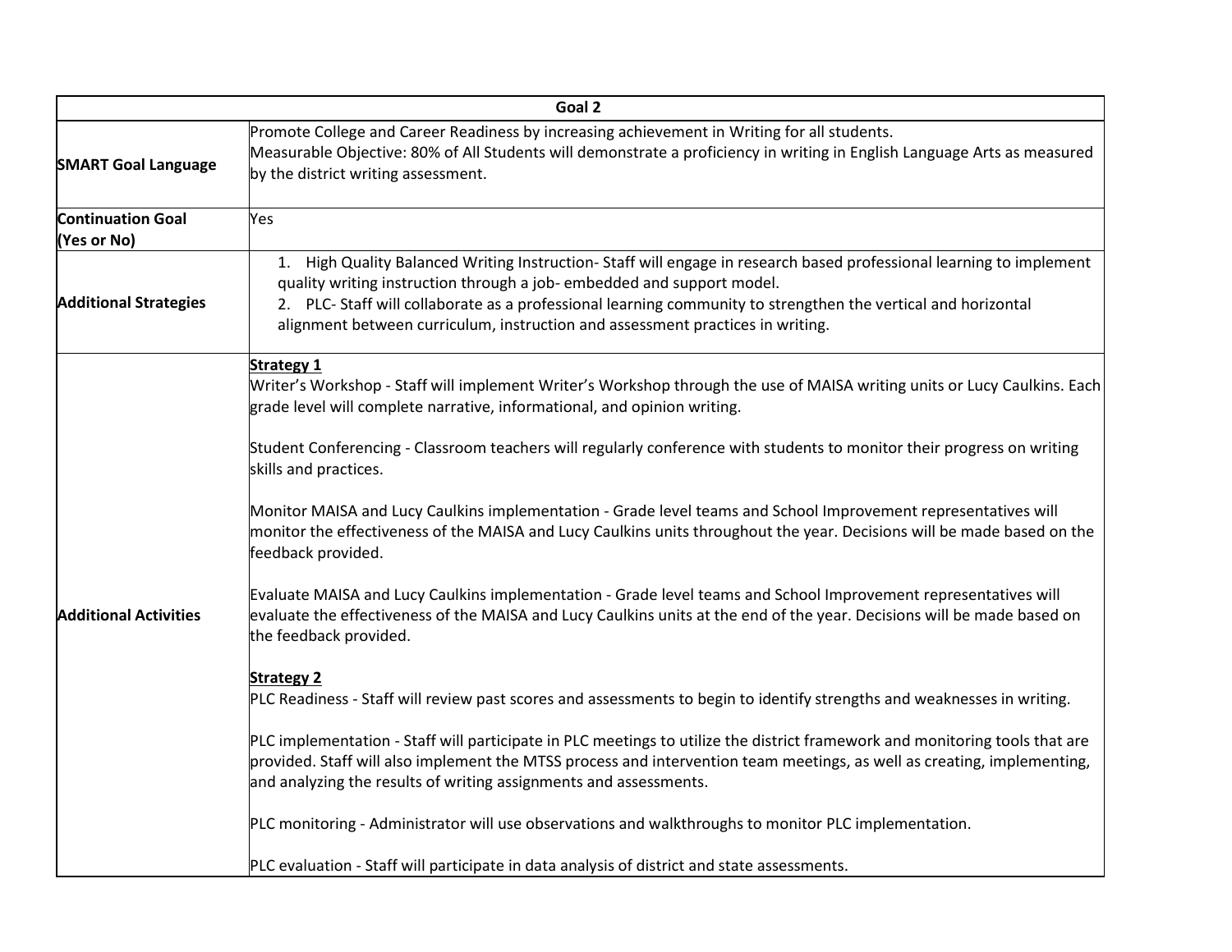| Goal 2 | |
|---|---|
| **SMART Goal Language** | Promote College and Career Readiness by increasing achievement in Writing for all students.<br>Measurable Objective: 80% of All Students will demonstrate a proficiency in writing in English Language Arts as measured by the district writing assessment. |
| **Continuation Goal (Yes or No)** | Yes |
| **Additional Strategies** | 1. High Quality Balanced Writing Instruction- Staff will engage in research based professional learning to implement quality writing instruction through a job- embedded and support model.<br>2. PLC- Staff will collaborate as a professional learning community to strengthen the vertical and horizontal alignment between curriculum, instruction and assessment practices in writing. |
| **Additional Activities** | **Strategy 1**<br>Writer's Workshop - Staff will implement Writer's Workshop through the use of MAISA writing units or Lucy Caulkins. Each grade level will complete narrative, informational, and opinion writing.<br><br>Student Conferencing - Classroom teachers will regularly conference with students to monitor their progress on writing skills and practices.<br><br>Monitor MAISA and Lucy Caulkins implementation - Grade level teams and School Improvement representatives will monitor the effectiveness of the MAISA and Lucy Caulkins units throughout the year. Decisions will be made based on the feedback provided.<br><br>Evaluate MAISA and Lucy Caulkins implementation - Grade level teams and School Improvement representatives will evaluate the effectiveness of the MAISA and Lucy Caulkins units at the end of the year. Decisions will be made based on the feedback provided.<br><br>**Strategy 2**<br>PLC Readiness - Staff will review past scores and assessments to begin to identify strengths and weaknesses in writing.<br><br>PLC implementation - Staff will participate in PLC meetings to utilize the district framework and monitoring tools that are provided. Staff will also implement the MTSS process and intervention team meetings, as well as creating, implementing, and analyzing the results of writing assignments and assessments.<br><br>PLC monitoring - Administrator will use observations and walkthroughs to monitor PLC implementation.<br><br>PLC evaluation - Staff will participate in data analysis of district and state assessments. |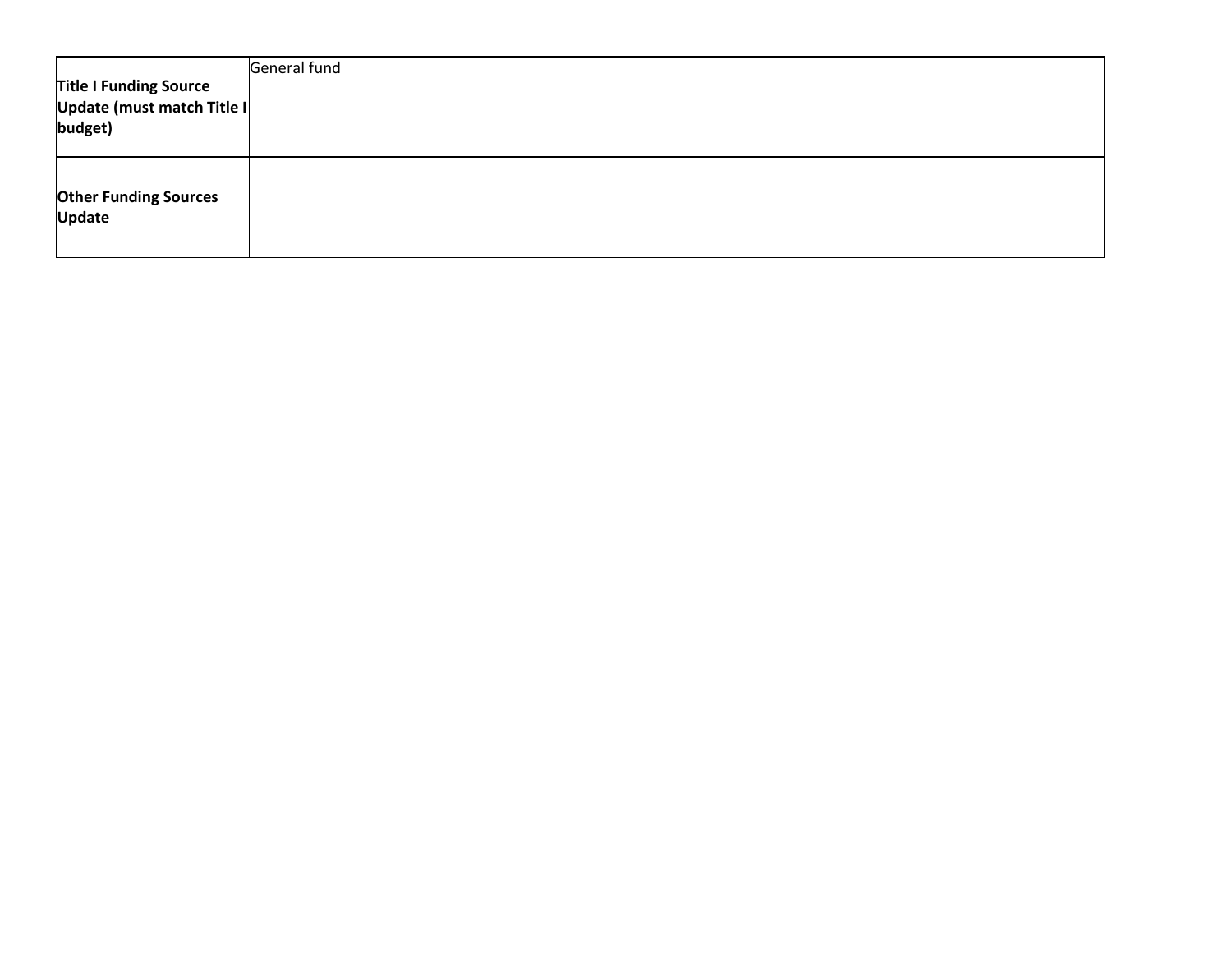| | |
|---|---|
| **Title I Funding Source Update (must match Title I budget)** | General fund |
| **Other Funding Sources Update** | |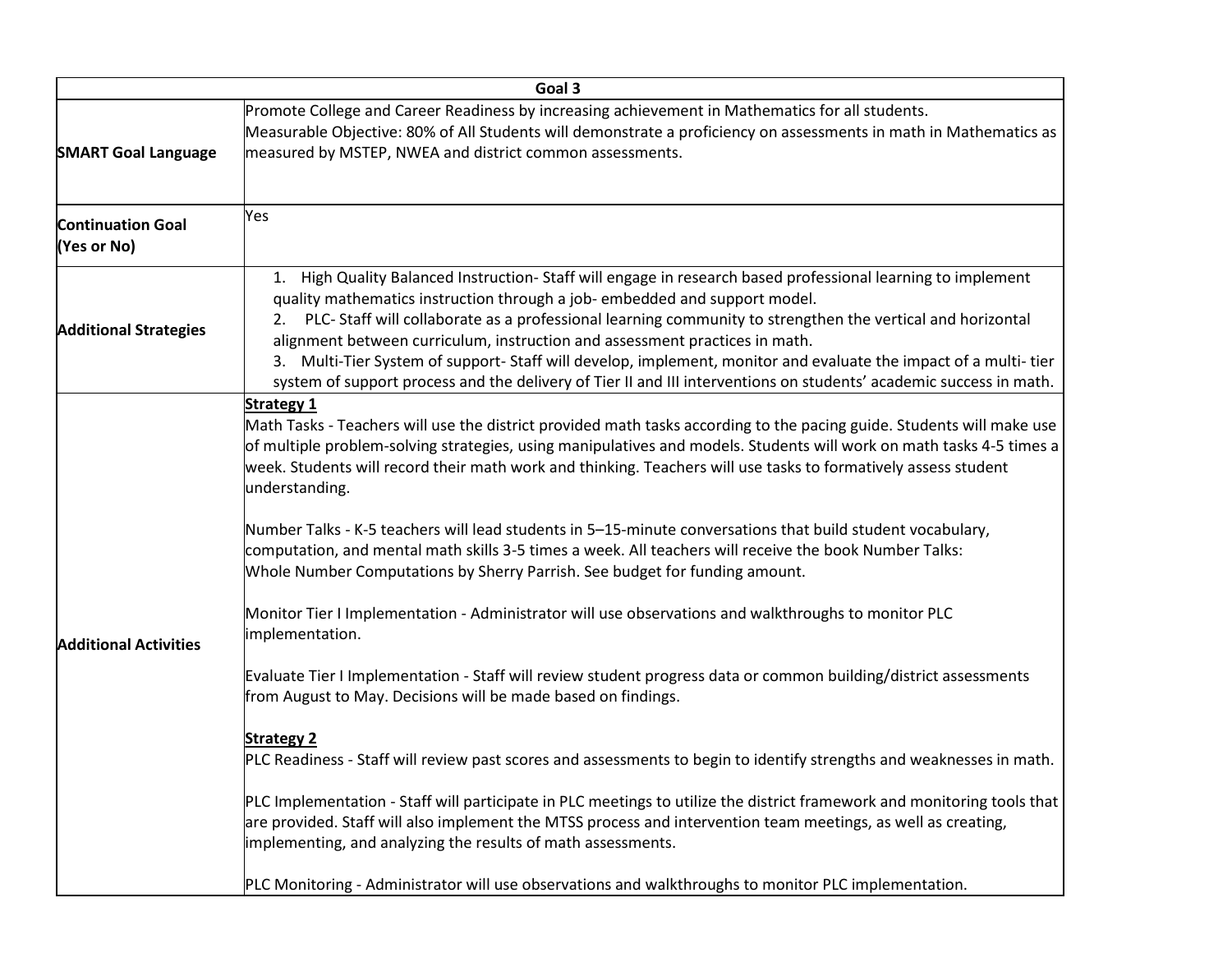| Goal 3 | |
|---|---|
| **SMART Goal Language** | Promote College and Career Readiness by increasing achievement in Mathematics for all students.<br>Measurable Objective: 80% of All Students will demonstrate a proficiency on assessments in math in Mathematics as measured by MSTEP, NWEA and district common assessments. |
| **Continuation Goal (Yes or No)** | Yes |
| **Additional Strategies** | 1. High Quality Balanced Instruction- Staff will engage in research based professional learning to implement quality mathematics instruction through a job- embedded and support model.<br>2. PLC- Staff will collaborate as a professional learning community to strengthen the vertical and horizontal alignment between curriculum, instruction and assessment practices in math.<br>3. Multi-Tier System of support- Staff will develop, implement, monitor and evaluate the impact of a multi- tier system of support process and the delivery of Tier II and III interventions on students' academic success in math. |
| **Additional Activities** | <u>**Strategy 1**</u><br>Math Tasks - Teachers will use the district provided math tasks according to the pacing guide. Students will make use of multiple problem-solving strategies, using manipulatives and models. Students will work on math tasks 4-5 times a week. Students will record their math work and thinking. Teachers will use tasks to formatively assess student understanding.<br><br>Number Talks - K-5 teachers will lead students in 5–15-minute conversations that build student vocabulary, computation, and mental math skills 3-5 times a week. All teachers will receive the book Number Talks: Whole Number Computations by Sherry Parrish. See budget for funding amount.<br><br>Monitor Tier I Implementation - Administrator will use observations and walkthroughs to monitor PLC implementation.<br><br>Evaluate Tier I Implementation - Staff will review student progress data or common building/district assessments from August to May. Decisions will be made based on findings.<br><br><u>**Strategy 2**</u><br>PLC Readiness - Staff will review past scores and assessments to begin to identify strengths and weaknesses in math.<br><br>PLC Implementation - Staff will participate in PLC meetings to utilize the district framework and monitoring tools that are provided. Staff will also implement the MTSS process and intervention team meetings, as well as creating, implementing, and analyzing the results of math assessments.<br><br>PLC Monitoring - Administrator will use observations and walkthroughs to monitor PLC implementation. |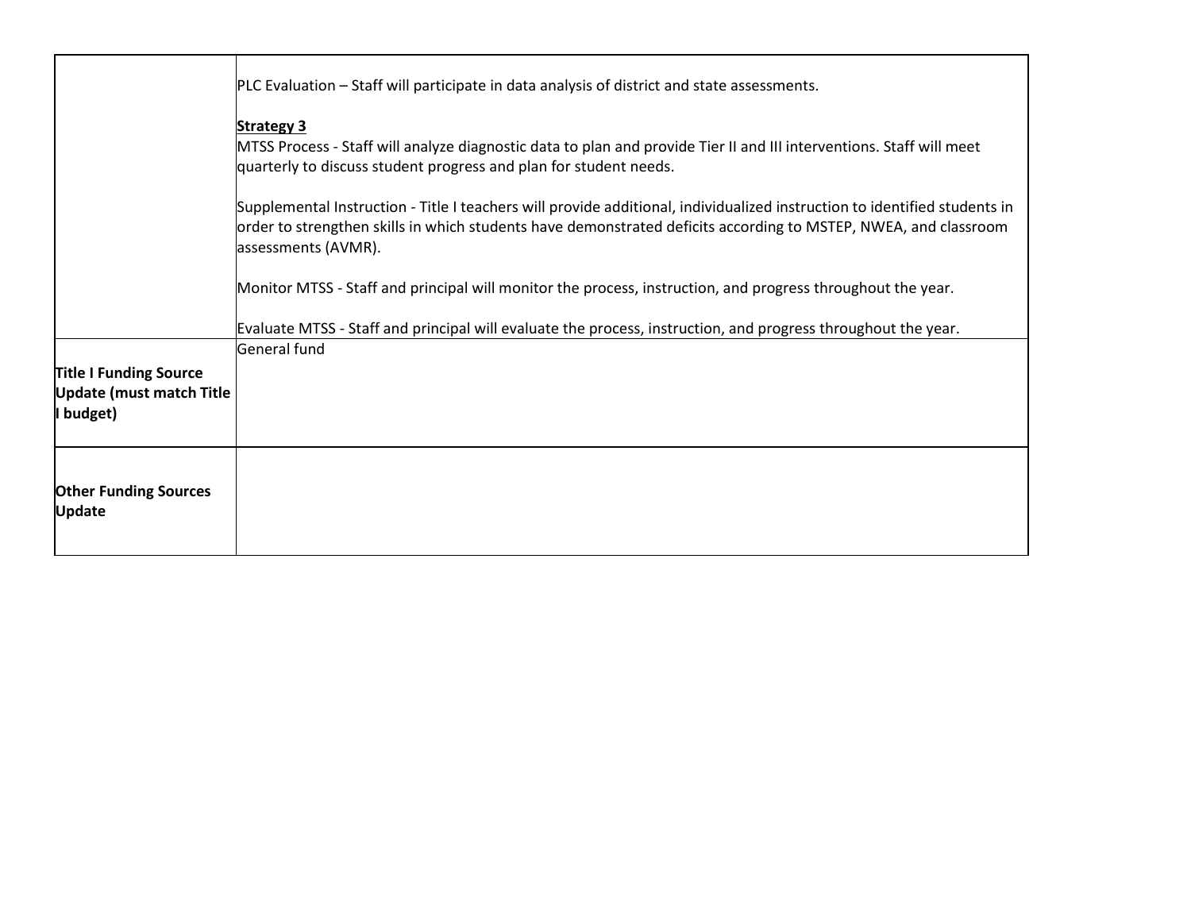| | |
|---|---|
| | PLC Evaluation – Staff will participate in data analysis of district and state assessments.<br><br>**Strategy 3**<br>MTSS Process - Staff will analyze diagnostic data to plan and provide Tier II and III interventions. Staff will meet quarterly to discuss student progress and plan for student needs.<br><br>Supplemental Instruction - Title I teachers will provide additional, individualized instruction to identified students in order to strengthen skills in which students have demonstrated deficits according to MSTEP, NWEA, and classroom assessments (AVMR).<br><br>Monitor MTSS - Staff and principal will monitor the process, instruction, and progress throughout the year.<br><br>Evaluate MTSS - Staff and principal will evaluate the process, instruction, and progress throughout the year. |
| **Title I Funding Source Update (must match Title I budget)** | General fund |
| **Other Funding Sources Update** | |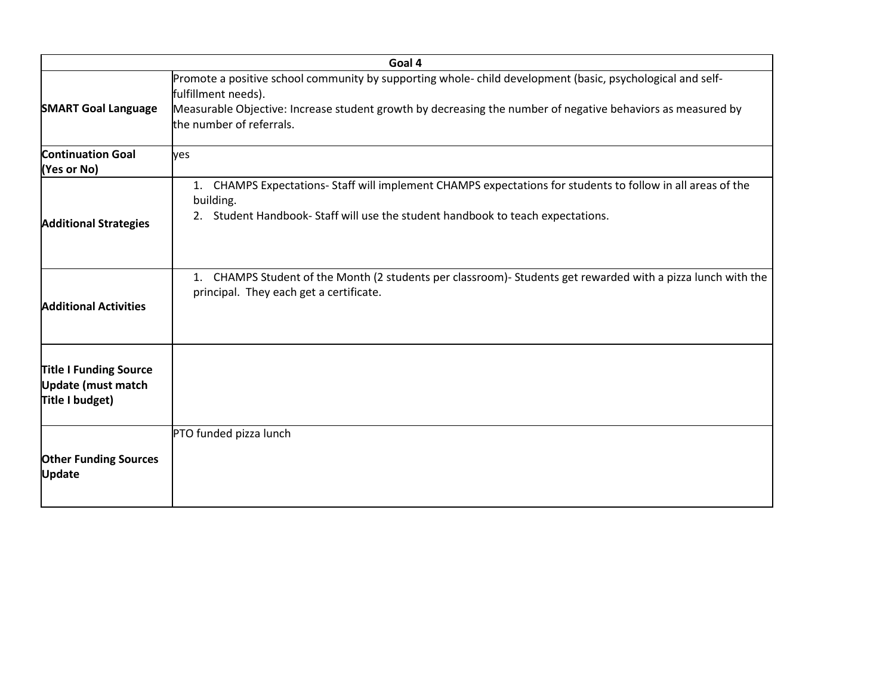| Goal 4 | |
|---|---|
| **SMART Goal Language** | Promote a positive school community by supporting whole- child development (basic, psychological and self-fulfillment needs).<br>Measurable Objective: Increase student growth by decreasing the number of negative behaviors as measured by the number of referrals. |
| **Continuation Goal (Yes or No)** | yes |
| **Additional Strategies** | 1. CHAMPS Expectations- Staff will implement CHAMPS expectations for students to follow in all areas of the building.<br>2. Student Handbook- Staff will use the student handbook to teach expectations. |
| **Additional Activities** | 1. CHAMPS Student of the Month (2 students per classroom)- Students get rewarded with a pizza lunch with the principal. They each get a certificate. |
| **Title I Funding Source Update (must match Title I budget)** | |
| **Other Funding Sources Update** | PTO funded pizza lunch |